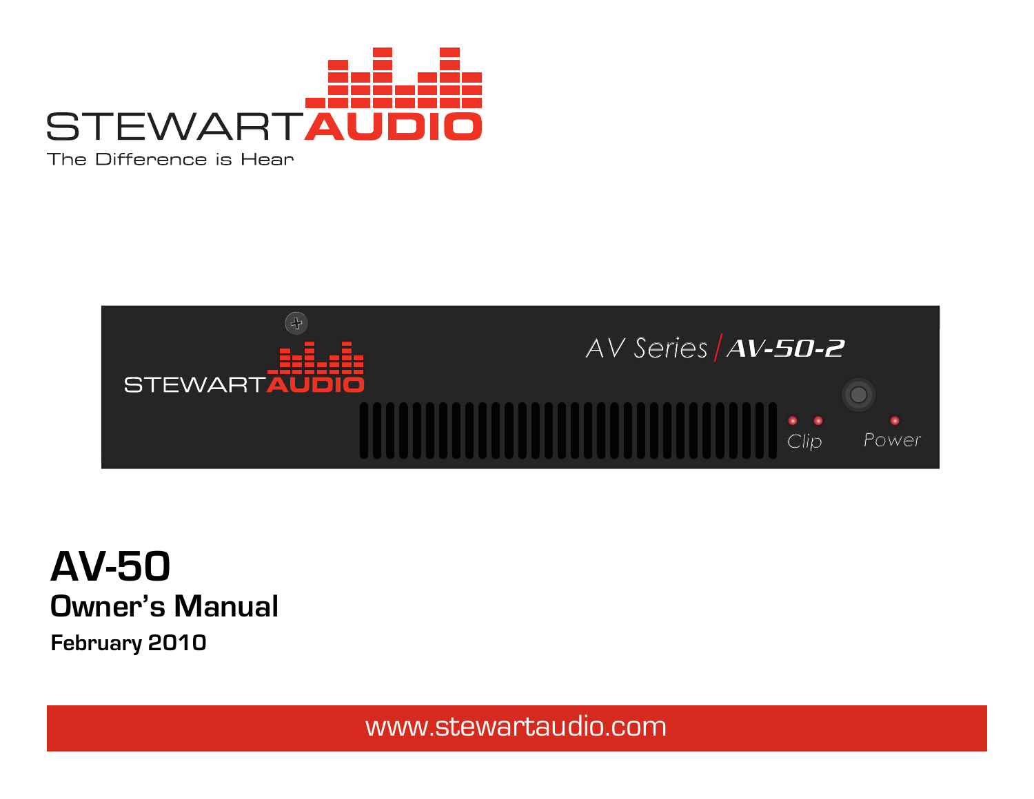STEWART AUDIO

The Difference is Hear

# AV-50

## Owner's Manual

**February 2010**

www.stewartaudio.com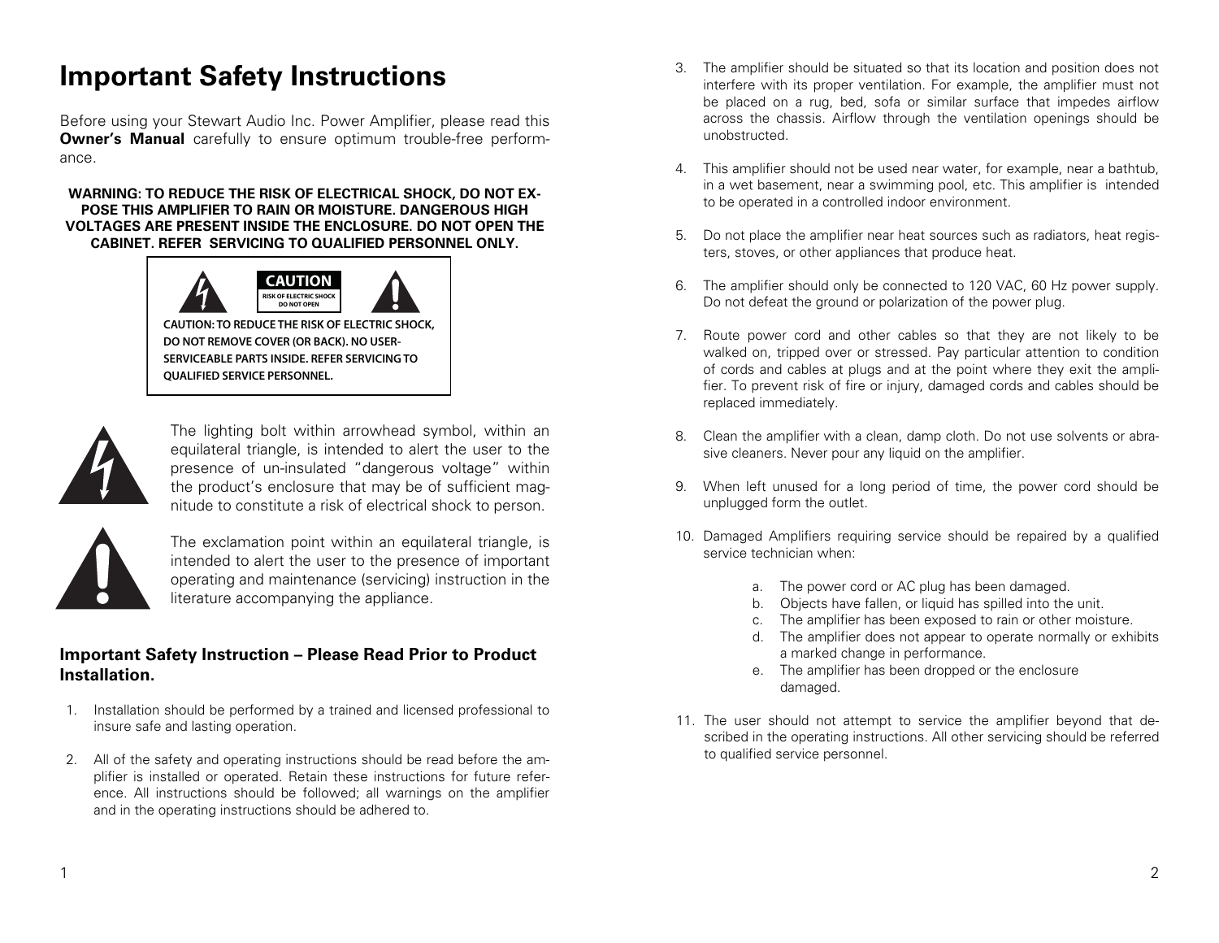# Important Safety Instructions

Before using your Stewart Audio Inc. Power Amplifier, please read this **Owner's Manual** carefully to ensure optimum trouble-free performance.

**WARNING: TO REDUCE THE RISK OF ELECTRICAL SHOCK, DO NOT EXPOSE THIS AMPLIFIER TO RAIN OR MOISTURE. DANGEROUS HIGH VOLTAGES ARE PRESENT INSIDE THE ENCLOSURE. DO NOT OPEN THE CABINET. REFER SERVICING TO QUALIFIED PERSONNEL ONLY.**

**CAUTION**
**RISK OF ELECTRIC SHOCK DO NOT OPEN**

**CAUTION: TO REDUCE THE RISK OF ELECTRIC SHOCK, DO NOT REMOVE COVER (OR BACK). NO USER-SERVICEABLE PARTS INSIDE. REFER SERVICING TO QUALIFIED SERVICE PERSONNEL.**

The lighting bolt within arrowhead symbol, within an equilateral triangle, is intended to alert the user to the presence of un-insulated "dangerous voltage" within the product's enclosure that may be of sufficient magnitude to constitute a risk of electrical shock to person.

The exclamation point within an equilateral triangle, is intended to alert the user to the presence of important operating and maintenance (servicing) instruction in the literature accompanying the appliance.

### Important Safety Instruction – Please Read Prior to Product Installation.

1. Installation should be performed by a trained and licensed professional to insure safe and lasting operation.

2. All of the safety and operating instructions should be read before the amplifier is installed or operated. Retain these instructions for future reference. All instructions should be followed; all warnings on the amplifier and in the operating instructions should be adhered to.

3. The amplifier should be situated so that its location and position does not interfere with its proper ventilation. For example, the amplifier must not be placed on a rug, bed, sofa or similar surface that impedes airflow across the chassis. Airflow through the ventilation openings should be unobstructed.

4. This amplifier should not be used near water, for example, near a bathtub, in a wet basement, near a swimming pool, etc. This amplifier is intended to be operated in a controlled indoor environment.

5. Do not place the amplifier near heat sources such as radiators, heat registers, stoves, or other appliances that produce heat.

6. The amplifier should only be connected to 120 VAC, 60 Hz power supply. Do not defeat the ground or polarization of the power plug.

7. Route power cord and other cables so that they are not likely to be walked on, tripped over or stressed. Pay particular attention to condition of cords and cables at plugs and at the point where they exit the amplifier. To prevent risk of fire or injury, damaged cords and cables should be replaced immediately.

8. Clean the amplifier with a clean, damp cloth. Do not use solvents or abrasive cleaners. Never pour any liquid on the amplifier.

9. When left unused for a long period of time, the power cord should be unplugged form the outlet.

10. Damaged Amplifiers requiring service should be repaired by a qualified service technician when:

    a. The power cord or AC plug has been damaged.
    b. Objects have fallen, or liquid has spilled into the unit.
    c. The amplifier has been exposed to rain or other moisture.
    d. The amplifier does not appear to operate normally or exhibits a marked change in performance.
    e. The amplifier has been dropped or the enclosure damaged.

11. The user should not attempt to service the amplifier beyond that described in the operating instructions. All other servicing should be referred to qualified service personnel.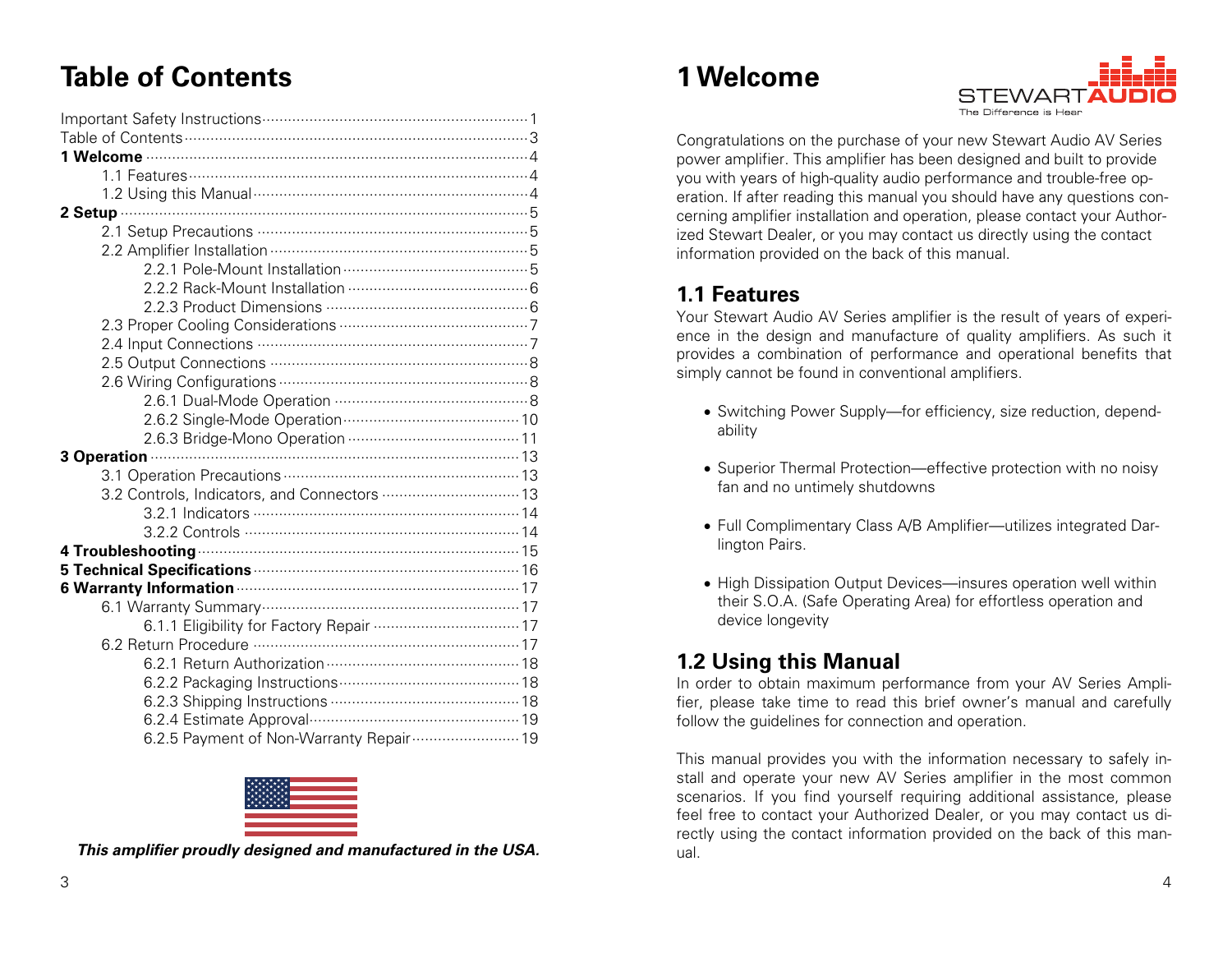# Table of Contents

Important Safety Instructions ... 1
Table of Contents ... 3
**1 Welcome** ... 4
- 1.1 Features ... 4
- 1.2 Using this Manual ... 4

**2 Setup** ... 5
- 2.1 Setup Precautions ... 5
- 2.2 Amplifier Installation ... 5
  - 2.2.1 Pole-Mount Installation ... 5
  - 2.2.2 Rack-Mount Installation ... 6
  - 2.2.3 Product Dimensions ... 6
- 2.3 Proper Cooling Considerations ... 7
- 2.4 Input Connections ... 7
- 2.5 Output Connections ... 8
- 2.6 Wiring Configurations ... 8
  - 2.6.1 Dual-Mode Operation ... 8
  - 2.6.2 Single-Mode Operation ... 10
  - 2.6.3 Bridge-Mono Operation ... 11

**3 Operation** ... 13
- 3.1 Operation Precautions ... 13
- 3.2 Controls, Indicators, and Connectors ... 13
  - 3.2.1 Indicators ... 14
  - 3.2.2 Controls ... 14

**4 Troubleshooting** ... 15
**5 Technical Specifications** ... 16
**6 Warranty Information** ... 17
- 6.1 Warranty Summary ... 17
  - 6.1.1 Eligibility for Factory Repair ... 17
- 6.2 Return Procedure ... 17
  - 6.2.1 Return Authorization ... 18
  - 6.2.2 Packaging Instructions ... 18
  - 6.2.3 Shipping Instructions ... 18
  - 6.2.4 Estimate Approval ... 19
  - 6.2.5 Payment of Non-Warranty Repair ... 19

***This amplifier proudly designed and manufactured in the USA.***

# 1 Welcome

STEWART AUDIO
The Difference is Hear

Congratulations on the purchase of your new Stewart Audio AV Series power amplifier. This amplifier has been designed and built to provide you with years of high-quality audio performance and trouble-free operation. If after reading this manual you should have any questions concerning amplifier installation and operation, please contact your Authorized Stewart Dealer, or you may contact us directly using the contact information provided on the back of this manual.

## 1.1 Features

Your Stewart Audio AV Series amplifier is the result of years of experience in the design and manufacture of quality amplifiers. As such it provides a combination of performance and operational benefits that simply cannot be found in conventional amplifiers.

- Switching Power Supply—for efficiency, size reduction, dependability
- Superior Thermal Protection—effective protection with no noisy fan and no untimely shutdowns
- Full Complimentary Class A/B Amplifier—utilizes integrated Darlington Pairs.
- High Dissipation Output Devices—insures operation well within their S.O.A. (Safe Operating Area) for effortless operation and device longevity

## 1.2 Using this Manual

In order to obtain maximum performance from your AV Series Amplifier, please take time to read this brief owner's manual and carefully follow the guidelines for connection and operation.

This manual provides you with the information necessary to safely install and operate your new AV Series amplifier in the most common scenarios. If you find yourself requiring additional assistance, please feel free to contact your Authorized Dealer, or you may contact us directly using the contact information provided on the back of this manual.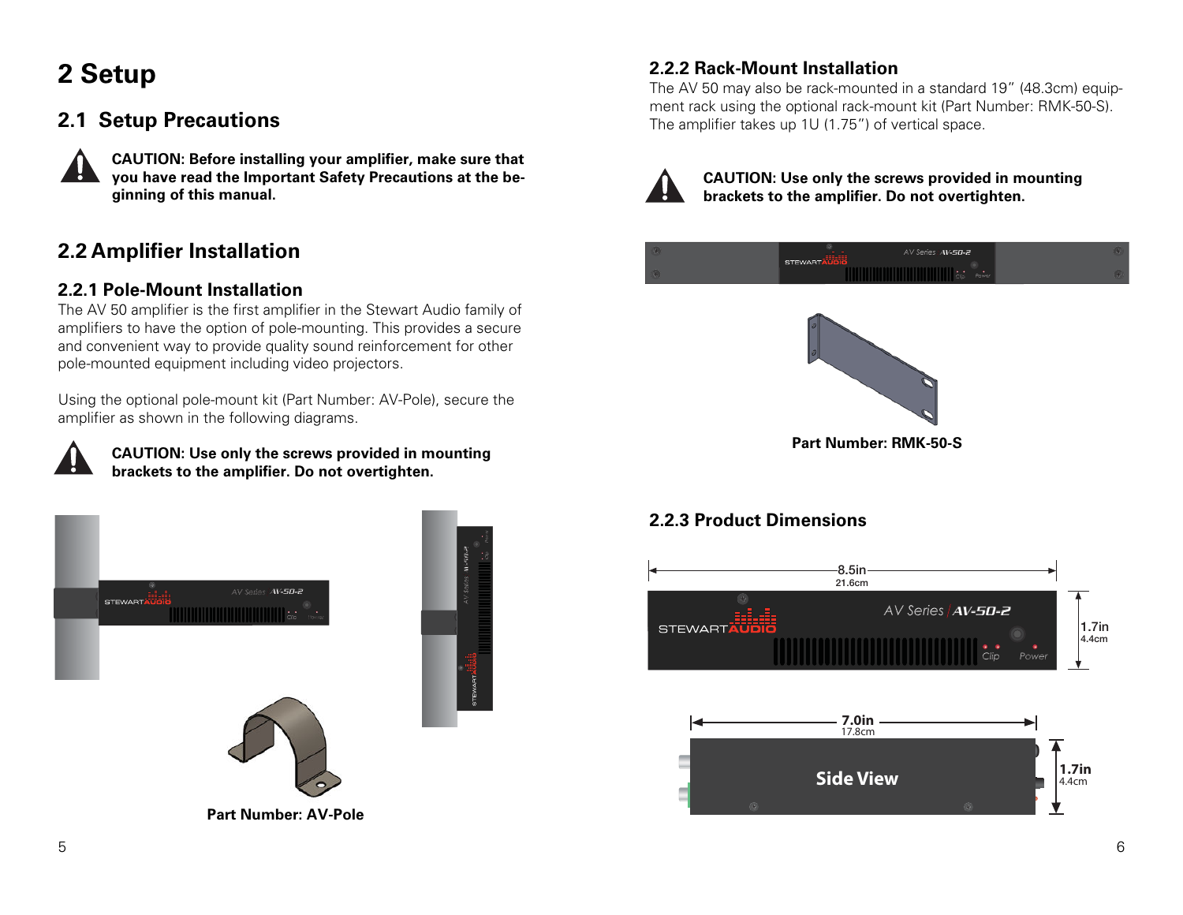# 2 Setup

## 2.1 Setup Precautions

**CAUTION: Before installing your amplifier, make sure that you have read the Important Safety Precautions at the beginning of this manual.**

## 2.2 Amplifier Installation

### 2.2.1 Pole-Mount Installation

The AV 50 amplifier is the first amplifier in the Stewart Audio family of amplifiers to have the option of pole-mounting. This provides a secure and convenient way to provide quality sound reinforcement for other pole-mounted equipment including video projectors.

Using the optional pole-mount kit (Part Number: AV-Pole), secure the amplifier as shown in the following diagrams.

**CAUTION: Use only the screws provided in mounting brackets to the amplifier. Do not overtighten.**

**Part Number: AV-Pole**

### 2.2.2 Rack-Mount Installation

The AV 50 may also be rack-mounted in a standard 19" (48.3cm) equipment rack using the optional rack-mount kit (Part Number: RMK-50-S). The amplifier takes up 1U (1.75") of vertical space.

**CAUTION: Use only the screws provided in mounting brackets to the amplifier. Do not overtighten.**

**Part Number: RMK-50-S**

### 2.2.3 Product Dimensions

8.5in 21.6cm

1.7in 4.4cm

7.0in 17.8cm

Side View

1.7in 4.4cm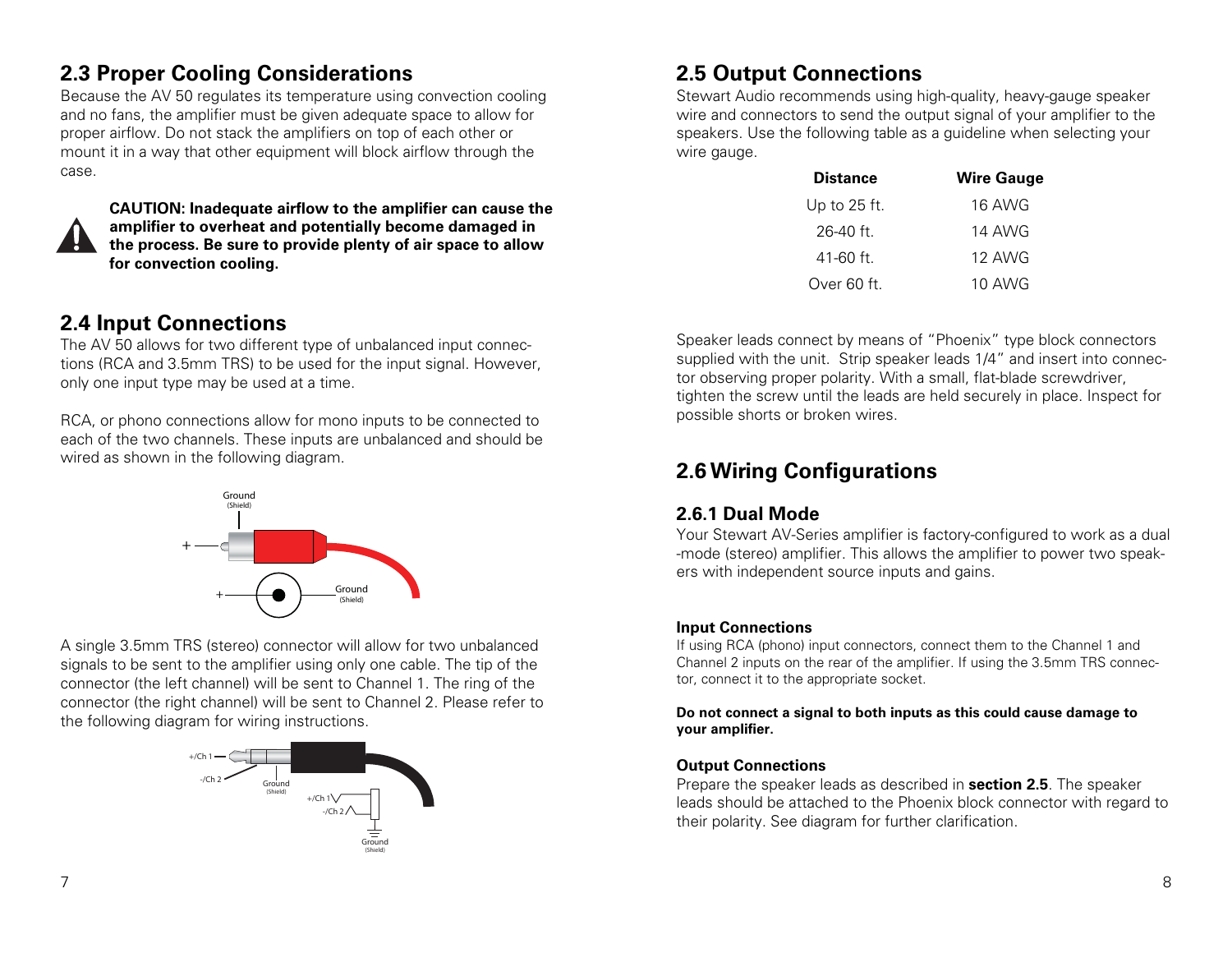## 2.3 Proper Cooling Considerations

Because the AV 50 regulates its temperature using convection cooling and no fans, the amplifier must be given adequate space to allow for proper airflow. Do not stack the amplifiers on top of each other or mount it in a way that other equipment will block airflow through the case.

**CAUTION: Inadequate airflow to the amplifier can cause the amplifier to overheat and potentially become damaged in the process. Be sure to provide plenty of air space to allow for convection cooling.**

## 2.4 Input Connections

The AV 50 allows for two different type of unbalanced input connections (RCA and 3.5mm TRS) to be used for the input signal. However, only one input type may be used at a time.

RCA, or phono connections allow for mono inputs to be connected to each of the two channels. These inputs are unbalanced and should be wired as shown in the following diagram.

A single 3.5mm TRS (stereo) connector will allow for two unbalanced signals to be sent to the amplifier using only one cable. The tip of the connector (the left channel) will be sent to Channel 1. The ring of the connector (the right channel) will be sent to Channel 2. Please refer to the following diagram for wiring instructions.

## 2.5 Output Connections

Stewart Audio recommends using high-quality, heavy-gauge speaker wire and connectors to send the output signal of your amplifier to the speakers. Use the following table as a guideline when selecting your wire gauge.

| Distance | Wire Gauge |
|---|---|
| Up to 25 ft. | 16 AWG |
| 26-40 ft. | 14 AWG |
| 41-60 ft. | 12 AWG |
| Over 60 ft. | 10 AWG |

Speaker leads connect by means of "Phoenix" type block connectors supplied with the unit. Strip speaker leads 1/4" and insert into connector observing proper polarity. With a small, flat-blade screwdriver, tighten the screw until the leads are held securely in place. Inspect for possible shorts or broken wires.

## 2.6 Wiring Configurations

### 2.6.1 Dual Mode

Your Stewart AV-Series amplifier is factory-configured to work as a dual-mode (stereo) amplifier. This allows the amplifier to power two speakers with independent source inputs and gains.

**Input Connections**

If using RCA (phono) input connectors, connect them to the Channel 1 and Channel 2 inputs on the rear of the amplifier. If using the 3.5mm TRS connector, connect it to the appropriate socket.

**Do not connect a signal to both inputs as this could cause damage to your amplifier.**

**Output Connections**

Prepare the speaker leads as described in **section 2.5**. The speaker leads should be attached to the Phoenix block connector with regard to their polarity. See diagram for further clarification.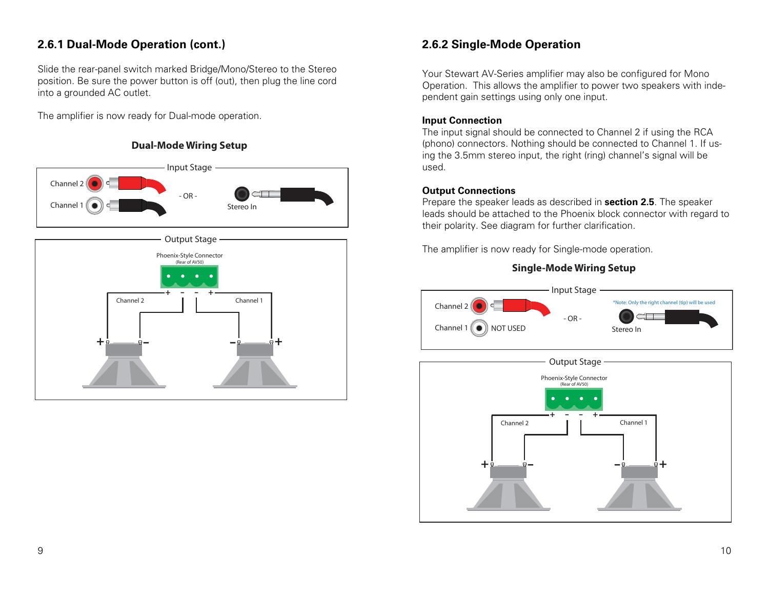## 2.6.1 Dual-Mode Operation (cont.)

Slide the rear-panel switch marked Bridge/Mono/Stereo to the Stereo position. Be sure the power button is off (out), then plug the line cord into a grounded AC outlet.

The amplifier is now ready for Dual-mode operation.

**Dual-Mode Wiring Setup**

Input Stage

Channel 2

Channel 1

- OR -

Stereo In

Output Stage

Phoenix-Style Connector
(Rear of AV50)

Channel 2

Channel 1

## 2.6.2 Single-Mode Operation

Your Stewart AV-Series amplifier may also be configured for Mono Operation. This allows the amplifier to power two speakers with independent gain settings using only one input.

**Input Connection**

The input signal should be connected to Channel 2 if using the RCA (phono) connectors. Nothing should be connected to Channel 1. If using the 3.5mm stereo input, the right (ring) channel's signal will be used.

**Output Connections**

Prepare the speaker leads as described in **section 2.5**. The speaker leads should be attached to the Phoenix block connector with regard to their polarity. See diagram for further clarification.

The amplifier is now ready for Single-mode operation.

**Single-Mode Wiring Setup**

Input Stage

Channel 2

Channel 1 NOT USED

- OR -

*Note: Only the right channel (tip) will be used

Stereo In

Output Stage

Phoenix-Style Connector
(Rear of AV50)

Channel 2

Channel 1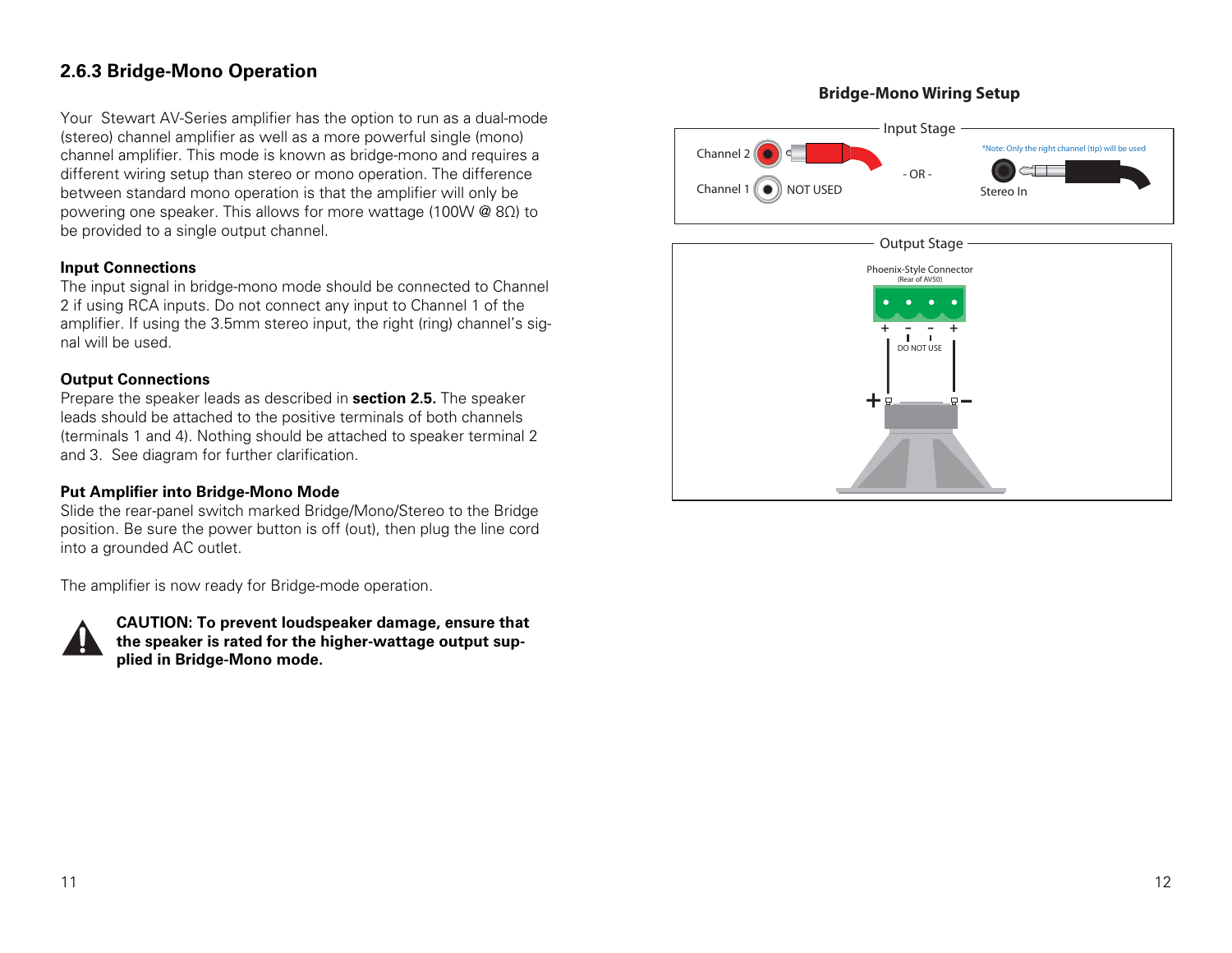## 2.6.3 Bridge-Mono Operation

Your Stewart AV-Series amplifier has the option to run as a dual-mode (stereo) channel amplifier as well as a more powerful single (mono) channel amplifier. This mode is known as bridge-mono and requires a different wiring setup than stereo or mono operation. The difference between standard mono operation is that the amplifier will only be powering one speaker. This allows for more wattage (100W @ 8Ω) to be provided to a single output channel.

**Input Connections**
The input signal in bridge-mono mode should be connected to Channel 2 if using RCA inputs. Do not connect any input to Channel 1 of the amplifier. If using the 3.5mm stereo input, the right (ring) channel's signal will be used.

**Output Connections**
Prepare the speaker leads as described in **section 2.5.** The speaker leads should be attached to the positive terminals of both channels (terminals 1 and 4). Nothing should be attached to speaker terminal 2 and 3. See diagram for further clarification.

**Put Amplifier into Bridge-Mono Mode**
Slide the rear-panel switch marked Bridge/Mono/Stereo to the Bridge position. Be sure the power button is off (out), then plug the line cord into a grounded AC outlet.

The amplifier is now ready for Bridge-mode operation.

**CAUTION: To prevent loudspeaker damage, ensure that the speaker is rated for the higher-wattage output supplied in Bridge-Mono mode.**

**Bridge-Mono Wiring Setup**

Input Stage

Channel 2

Channel 1 NOT USED

- OR -

*Note: Only the right channel (tip) will be used

Stereo In

Output Stage

Phoenix-Style Connector
(Rear of AV50)

\+ – – +

DO NOT USE

\+ –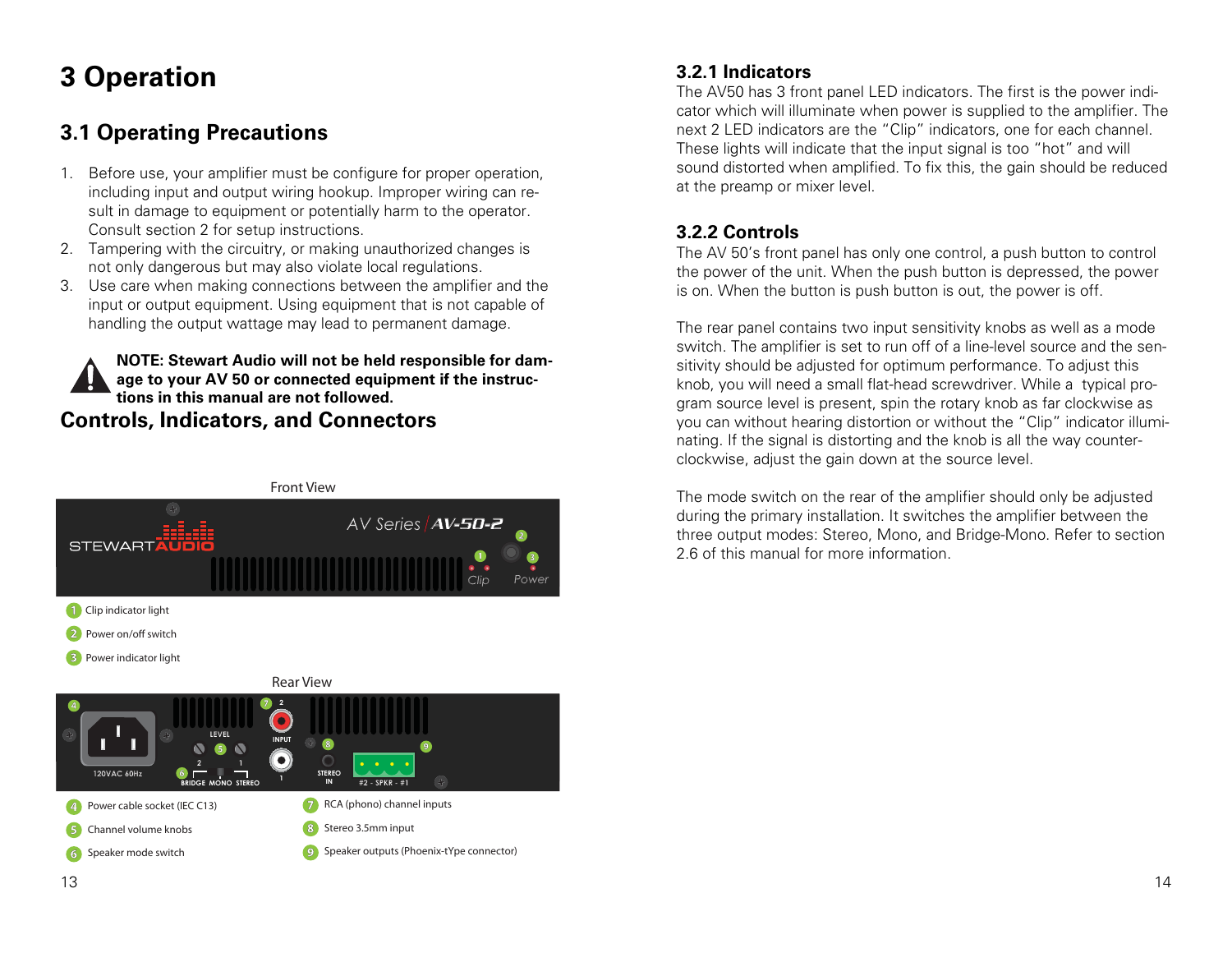# 3 Operation

## 3.1 Operating Precautions

1. Before use, your amplifier must be configure for proper operation, including input and output wiring hookup. Improper wiring can result in damage to equipment or potentially harm to the operator. Consult section 2 for setup instructions.
2. Tampering with the circuitry, or making unauthorized changes is not only dangerous but may also violate local regulations.
3. Use care when making connections between the amplifier and the input or output equipment. Using equipment that is not capable of handling the output wattage may lead to permanent damage.

**NOTE: Stewart Audio will not be held responsible for damage to your AV 50 or connected equipment if the instructions in this manual are not followed.**

## Controls, Indicators, and Connectors

Front View

1. Clip indicator light
2. Power on/off switch
3. Power indicator light

Rear View

4. Power cable socket (IEC C13)
5. Channel volume knobs
6. Speaker mode switch
7. RCA (phono) channel inputs
8. Stereo 3.5mm input
9. Speaker outputs (Phoenix-tYpe connector)

### 3.2.1 Indicators

The AV50 has 3 front panel LED indicators. The first is the power indicator which will illuminate when power is supplied to the amplifier. The next 2 LED indicators are the "Clip" indicators, one for each channel. These lights will indicate that the input signal is too "hot" and will sound distorted when amplified. To fix this, the gain should be reduced at the preamp or mixer level.

### 3.2.2 Controls

The AV 50's front panel has only one control, a push button to control the power of the unit. When the push button is depressed, the power is on. When the button is push button is out, the power is off.

The rear panel contains two input sensitivity knobs as well as a mode switch. The amplifier is set to run off of a line-level source and the sensitivity should be adjusted for optimum performance. To adjust this knob, you will need a small flat-head screwdriver. While a typical program source level is present, spin the rotary knob as far clockwise as you can without hearing distortion or without the "Clip" indicator illuminating. If the signal is distorting and the knob is all the way counter-clockwise, adjust the gain down at the source level.

The mode switch on the rear of the amplifier should only be adjusted during the primary installation. It switches the amplifier between the three output modes: Stereo, Mono, and Bridge-Mono. Refer to section 2.6 of this manual for more information.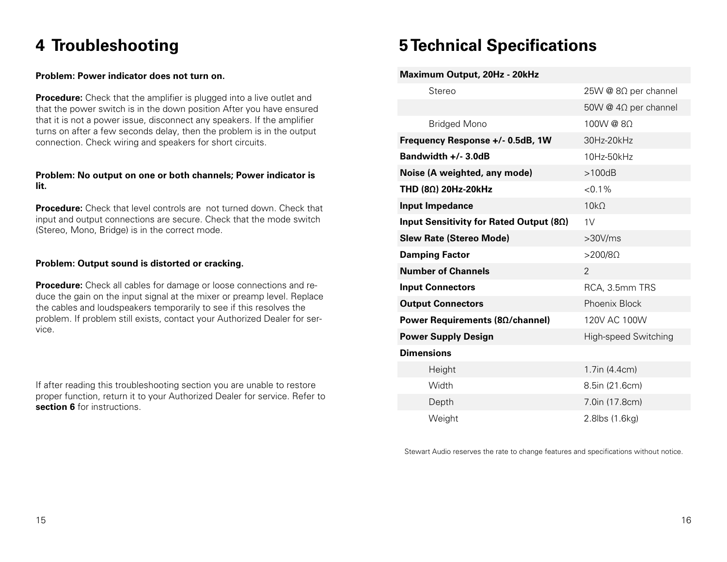# 4 Troubleshooting

**Problem: Power indicator does not turn on.**

**Procedure:** Check that the amplifier is plugged into a live outlet and that the power switch is in the down position After you have ensured that it is not a power issue, disconnect any speakers. If the amplifier turns on after a few seconds delay, then the problem is in the output connection. Check wiring and speakers for short circuits.

**Problem: No output on one or both channels; Power indicator is lit.**

**Procedure:** Check that level controls are not turned down. Check that input and output connections are secure. Check that the mode switch (Stereo, Mono, Bridge) is in the correct mode.

**Problem: Output sound is distorted or cracking.**

**Procedure:** Check all cables for damage or loose connections and reduce the gain on the input signal at the mixer or preamp level. Replace the cables and loudspeakers temporarily to see if this resolves the problem. If problem still exists, contact your Authorized Dealer for service.

If after reading this troubleshooting section you are unable to restore proper function, return it to your Authorized Dealer for service. Refer to **section 6** for instructions.

# 5 Technical Specifications

| **Maximum Output, 20Hz - 20kHz** | |
|---|---|
| Stereo | 25W @ 8Ω per channel |
| | 50W @ 4Ω per channel |
| Bridged Mono | 100W @ 8Ω |
| **Frequency Response +/- 0.5dB, 1W** | 30Hz-20kHz |
| **Bandwidth +/- 3.0dB** | 10Hz-50kHz |
| **Noise (A weighted, any mode)** | >100dB |
| **THD (8Ω) 20Hz-20kHz** | <0.1% |
| **Input Impedance** | 10kΩ |
| **Input Sensitivity for Rated Output (8Ω)** | 1V |
| **Slew Rate (Stereo Mode)** | >30V/ms |
| **Damping Factor** | >200/8Ω |
| **Number of Channels** | 2 |
| **Input Connectors** | RCA, 3.5mm TRS |
| **Output Connectors** | Phoenix Block |
| **Power Requirements (8Ω/channel)** | 120V AC 100W |
| **Power Supply Design** | High-speed Switching |
| **Dimensions** | |
| Height | 1.7in (4.4cm) |
| Width | 8.5in (21.6cm) |
| Depth | 7.0in (17.8cm) |
| Weight | 2.8lbs (1.6kg) |

Stewart Audio reserves the rate to change features and specifications without notice.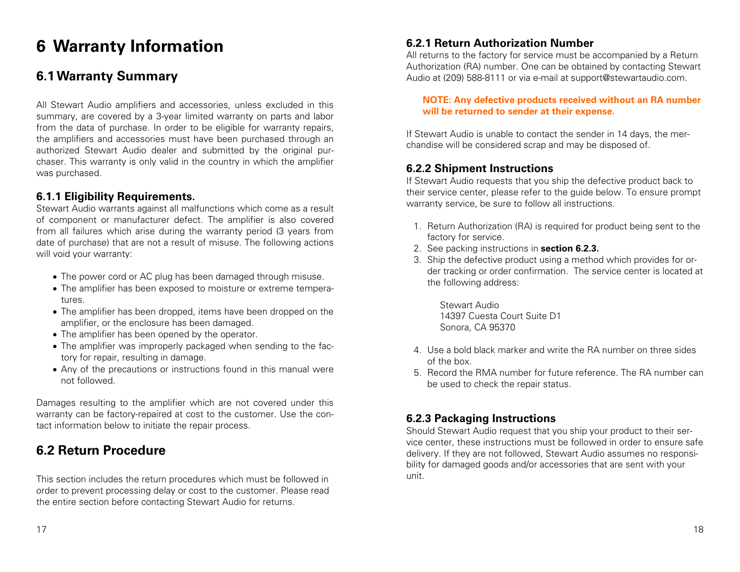# 6 Warranty Information

## 6.1 Warranty Summary

All Stewart Audio amplifiers and accessories, unless excluded in this summary, are covered by a 3-year limited warranty on parts and labor from the data of purchase. In order to be eligible for warranty repairs, the amplifiers and accessories must have been purchased through an authorized Stewart Audio dealer and submitted by the original purchaser. This warranty is only valid in the country in which the amplifier was purchased.

### 6.1.1 Eligibility Requirements.

Stewart Audio warrants against all malfunctions which come as a result of component or manufacturer defect. The amplifier is also covered from all failures which arise during the warranty period (3 years from date of purchase) that are not a result of misuse. The following actions will void your warranty:

- The power cord or AC plug has been damaged through misuse.
- The amplifier has been exposed to moisture or extreme temperatures.
- The amplifier has been dropped, items have been dropped on the amplifier, or the enclosure has been damaged.
- The amplifier has been opened by the operator.
- The amplifier was improperly packaged when sending to the factory for repair, resulting in damage.
- Any of the precautions or instructions found in this manual were not followed.

Damages resulting to the amplifier which are not covered under this warranty can be factory-repaired at cost to the customer. Use the contact information below to initiate the repair process.

## 6.2 Return Procedure

This section includes the return procedures which must be followed in order to prevent processing delay or cost to the customer. Please read the entire section before contacting Stewart Audio for returns.

### 6.2.1 Return Authorization Number

All returns to the factory for service must be accompanied by a Return Authorization (RA) number. One can be obtained by contacting Stewart Audio at (209) 588-8111 or via e-mail at support@stewartaudio.com.

**NOTE: Any defective products received without an RA number will be returned to sender at their expense.**

If Stewart Audio is unable to contact the sender in 14 days, the merchandise will be considered scrap and may be disposed of.

### 6.2.2 Shipment Instructions

If Stewart Audio requests that you ship the defective product back to their service center, please refer to the guide below. To ensure prompt warranty service, be sure to follow all instructions.

1. Return Authorization (RA) is required for product being sent to the factory for service.
2. See packing instructions in **section 6.2.3.**
3. Ship the defective product using a method which provides for order tracking or order confirmation. The service center is located at the following address:

   Stewart Audio
   14397 Cuesta Court Suite D1
   Sonora, CA 95370

4. Use a bold black marker and write the RA number on three sides of the box.
5. Record the RMA number for future reference. The RA number can be used to check the repair status.

### 6.2.3 Packaging Instructions

Should Stewart Audio request that you ship your product to their service center, these instructions must be followed in order to ensure safe delivery. If they are not followed, Stewart Audio assumes no responsibility for damaged goods and/or accessories that are sent with your unit.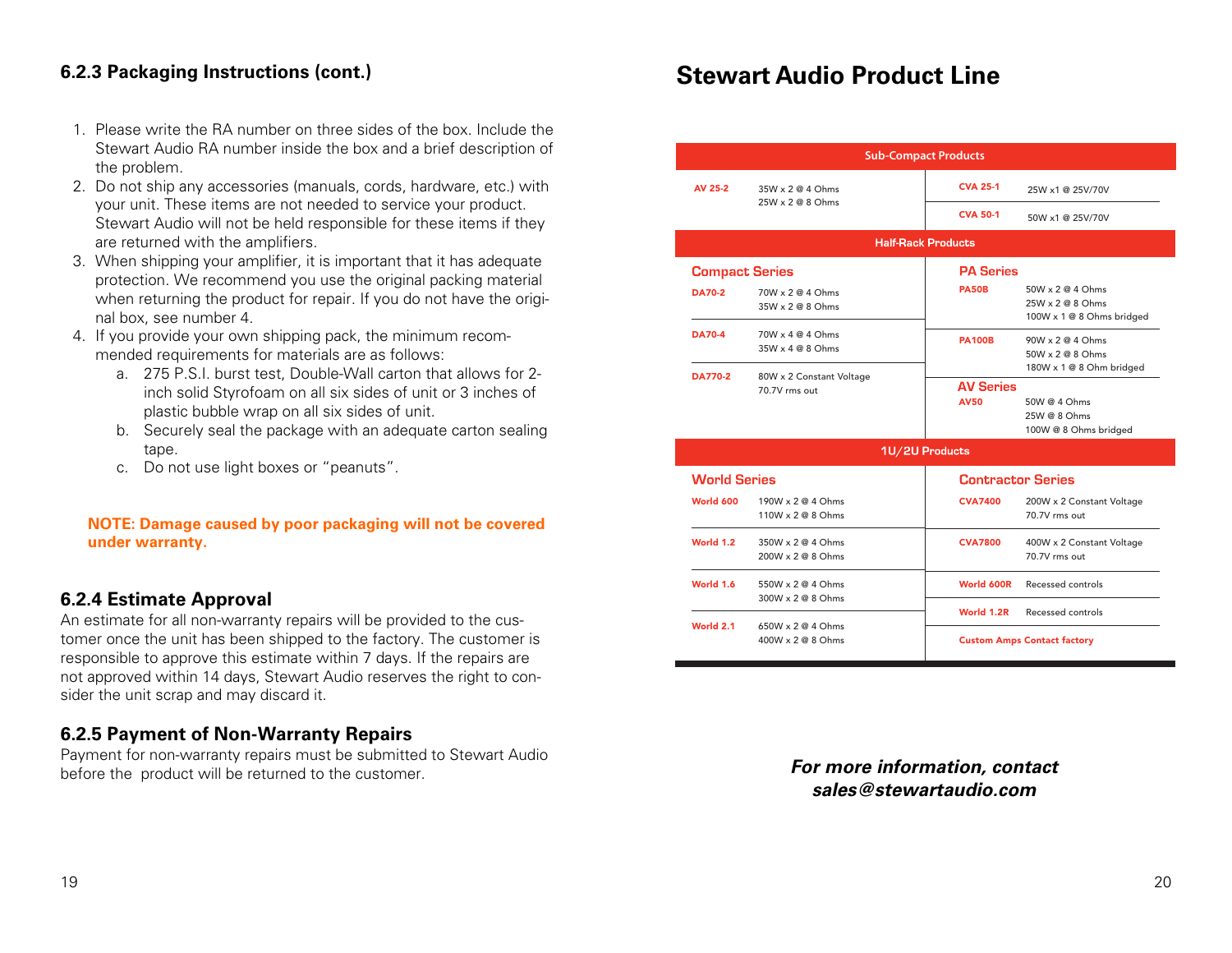### 6.2.3 Packaging Instructions (cont.)

1. Please write the RA number on three sides of the box. Include the Stewart Audio RA number inside the box and a brief description of the problem.
2. Do not ship any accessories (manuals, cords, hardware, etc.) with your unit. These items are not needed to service your product. Stewart Audio will not be held responsible for these items if they are returned with the amplifiers.
3. When shipping your amplifier, it is important that it has adequate protection. We recommend you use the original packing material when returning the product for repair. If you do not have the original box, see number 4.
4. If you provide your own shipping pack, the minimum recommended requirements for materials are as follows:
   a. 275 P.S.I. burst test, Double-Wall carton that allows for 2-inch solid Styrofoam on all six sides of unit or 3 inches of plastic bubble wrap on all six sides of unit.
   b. Securely seal the package with an adequate carton sealing tape.
   c. Do not use light boxes or "peanuts".

**NOTE: Damage caused by poor packaging will not be covered under warranty.**

### 6.2.4 Estimate Approval

An estimate for all non-warranty repairs will be provided to the customer once the unit has been shipped to the factory. The customer is responsible to approve this estimate within 7 days. If the repairs are not approved within 14 days, Stewart Audio reserves the right to consider the unit scrap and may discard it.

### 6.2.5 Payment of Non-Warranty Repairs

Payment for non-warranty repairs must be submitted to Stewart Audio before the product will be returned to the customer.

# Stewart Audio Product Line

**Sub-Compact Products**

| | | | |
|---|---|---|---|
| AV 25-2 | 35W x 2 @ 4 Ohms<br>25W x 2 @ 8 Ohms | CVA 25-1 | 25W x1 @ 25V/70V |
| | | CVA 50-1 | 50W x1 @ 25V/70V |

**Half-Rack Products**

| Compact Series | | PA Series | |
|---|---|---|---|
| DA70-2 | 70W x 2 @ 4 Ohms<br>35W x 2 @ 8 Ohms | PA50B | 50W x 2 @ 4 Ohms<br>25W x 2 @ 8 Ohms<br>100W x 1 @ 8 Ohms bridged |
| DA70-4 | 70W x 4 @ 4 Ohms<br>35W x 4 @ 8 Ohms | PA100B | 90W x 2 @ 4 Ohms<br>50W x 2 @ 8 Ohms<br>180W x 1 @ 8 Ohm bridged |
| DA770-2 | 80W x 2 Constant Voltage<br>70.7V rms out | **AV Series** | |
| | | AV50 | 50W @ 4 Ohms<br>25W @ 8 Ohms<br>100W @ 8 Ohms bridged |

**1U/2U Products**

| World Series | | Contractor Series | |
|---|---|---|---|
| World 600 | 190W x 2 @ 4 Ohms<br>110W x 2 @ 8 Ohms | CVA7400 | 200W x 2 Constant Voltage<br>70.7V rms out |
| World 1.2 | 350W x 2 @ 4 Ohms<br>200W x 2 @ 8 Ohms | CVA7800 | 400W x 2 Constant Voltage<br>70.7V rms out |
| World 1.6 | 550W x 2 @ 4 Ohms<br>300W x 2 @ 8 Ohms | World 600R | Recessed controls |
| | | World 1.2R | Recessed controls |
| World 2.1 | 650W x 2 @ 4 Ohms<br>400W x 2 @ 8 Ohms | Custom Amps Contact factory | |

***For more information, contact sales@stewartaudio.com***